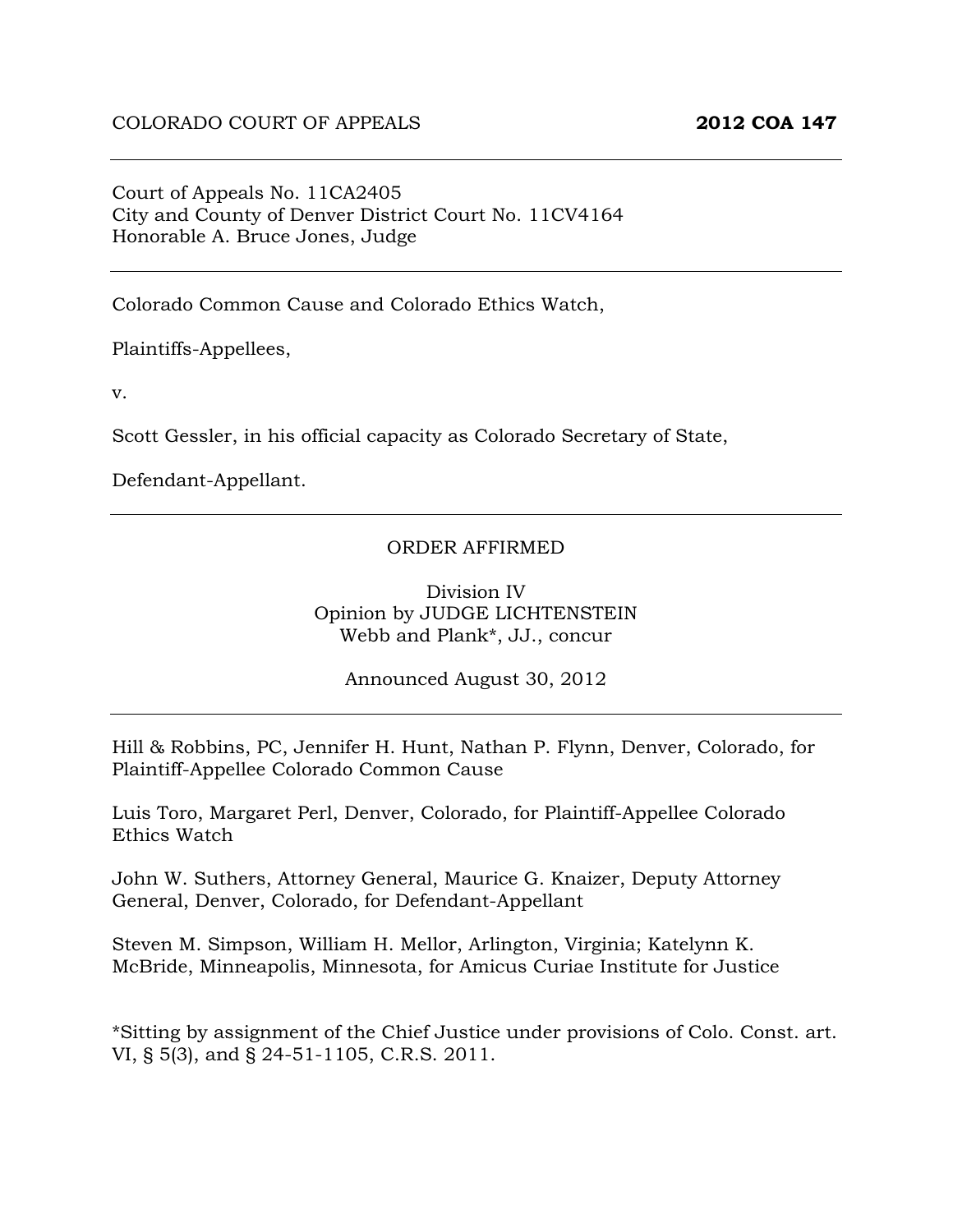COLORADO COURT OF APPEALS **2012 COA 147**

---

Court of Appeals No. 11CA2405
City and County of Denver District Court No. 11CV4164
Honorable A. Bruce Jones, Judge

---

Colorado Common Cause and Colorado Ethics Watch,

Plaintiffs-Appellees,

v.

Scott Gessler, in his official capacity as Colorado Secretary of State,

Defendant-Appellant.

---

ORDER AFFIRMED

Division IV
Opinion by JUDGE LICHTENSTEIN
Webb and Plank*, JJ., concur

Announced August 30, 2012

---

Hill & Robbins, PC, Jennifer H. Hunt, Nathan P. Flynn, Denver, Colorado, for Plaintiff-Appellee Colorado Common Cause

Luis Toro, Margaret Perl, Denver, Colorado, for Plaintiff-Appellee Colorado Ethics Watch

John W. Suthers, Attorney General, Maurice G. Knaizer, Deputy Attorney General, Denver, Colorado, for Defendant-Appellant

Steven M. Simpson, William H. Mellor, Arlington, Virginia; Katelynn K. McBride, Minneapolis, Minnesota, for Amicus Curiae Institute for Justice

*Sitting by assignment of the Chief Justice under provisions of Colo. Const. art. VI, § 5(3), and § 24-51-1105, C.R.S. 2011.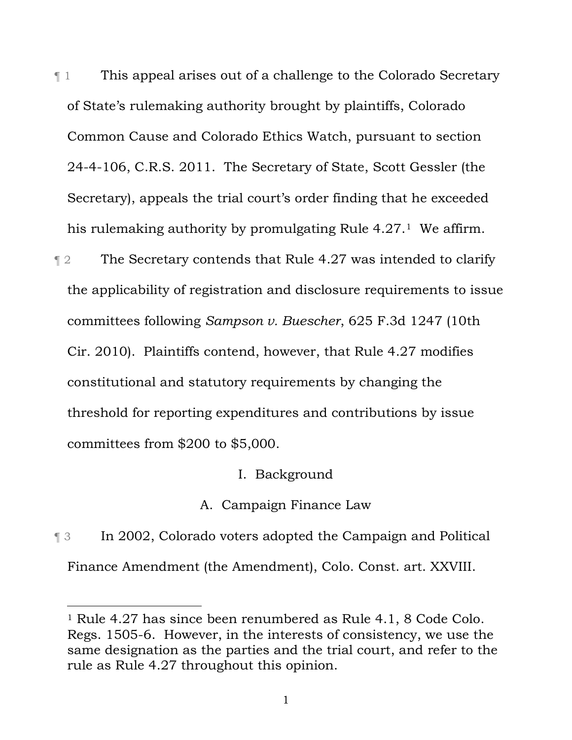¶ 1 This appeal arises out of a challenge to the Colorado Secretary of State's rulemaking authority brought by plaintiffs, Colorado Common Cause and Colorado Ethics Watch, pursuant to section 24-4-106, C.R.S. 2011. The Secretary of State, Scott Gessler (the Secretary), appeals the trial court's order finding that he exceeded his rulemaking authority by promulgating Rule 4.27.[1] We affirm.

¶ 2 The Secretary contends that Rule 4.27 was intended to clarify the applicability of registration and disclosure requirements to issue committees following *Sampson v. Buescher*, 625 F.3d 1247 (10th Cir. 2010). Plaintiffs contend, however, that Rule 4.27 modifies constitutional and statutory requirements by changing the threshold for reporting expenditures and contributions by issue committees from $200 to $5,000.

## I. Background

### A. Campaign Finance Law

¶ 3 In 2002, Colorado voters adopted the Campaign and Political Finance Amendment (the Amendment), Colo. Const. art. XXVIII.

---

[1] Rule 4.27 has since been renumbered as Rule 4.1, 8 Code Colo. Regs. 1505-6. However, in the interests of consistency, we use the same designation as the parties and the trial court, and refer to the rule as Rule 4.27 throughout this opinion.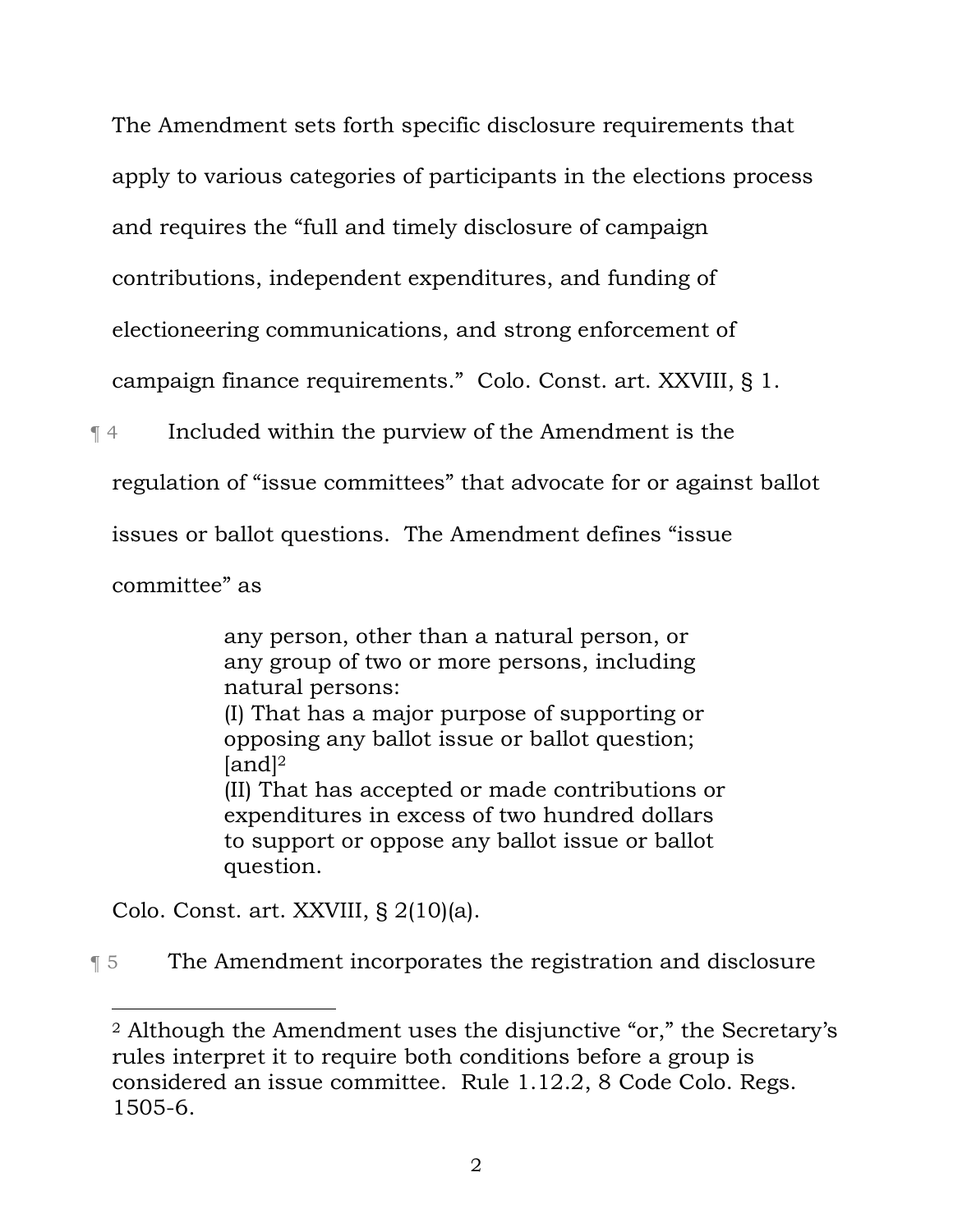The Amendment sets forth specific disclosure requirements that apply to various categories of participants in the elections process and requires the "full and timely disclosure of campaign contributions, independent expenditures, and funding of electioneering communications, and strong enforcement of campaign finance requirements." Colo. Const. art. XXVIII, § 1.

¶ 4 Included within the purview of the Amendment is the regulation of "issue committees" that advocate for or against ballot issues or ballot questions. The Amendment defines "issue committee" as

> any person, other than a natural person, or any group of two or more persons, including natural persons:
> (I) That has a major purpose of supporting or opposing any ballot issue or ballot question; [and][2]
> (II) That has accepted or made contributions or expenditures in excess of two hundred dollars to support or oppose any ballot issue or ballot question.

Colo. Const. art. XXVIII, § 2(10)(a).

¶ 5 The Amendment incorporates the registration and disclosure

---

[2] Although the Amendment uses the disjunctive "or," the Secretary's rules interpret it to require both conditions before a group is considered an issue committee. Rule 1.12.2, 8 Code Colo. Regs. 1505-6.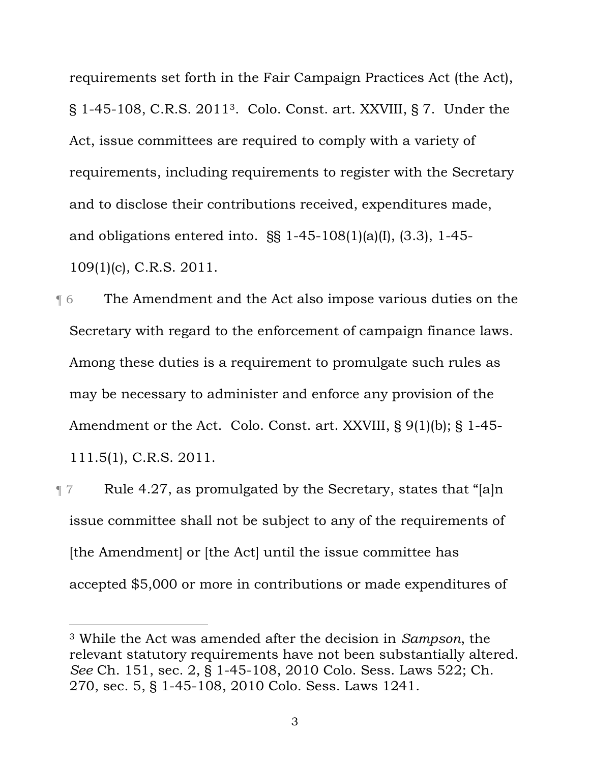requirements set forth in the Fair Campaign Practices Act (the Act), § 1-45-108, C.R.S. 2011[3]. Colo. Const. art. XXVIII, § 7. Under the Act, issue committees are required to comply with a variety of requirements, including requirements to register with the Secretary and to disclose their contributions received, expenditures made, and obligations entered into. §§ 1-45-108(1)(a)(I), (3.3), 1-45-109(1)(c), C.R.S. 2011.

¶ 6 The Amendment and the Act also impose various duties on the Secretary with regard to the enforcement of campaign finance laws. Among these duties is a requirement to promulgate such rules as may be necessary to administer and enforce any provision of the Amendment or the Act. Colo. Const. art. XXVIII, § 9(1)(b); § 1-45-111.5(1), C.R.S. 2011.

¶ 7 Rule 4.27, as promulgated by the Secretary, states that "[a]n issue committee shall not be subject to any of the requirements of [the Amendment] or [the Act] until the issue committee has accepted $5,000 or more in contributions or made expenditures of

---

[3] While the Act was amended after the decision in *Sampson*, the relevant statutory requirements have not been substantially altered. *See* Ch. 151, sec. 2, § 1-45-108, 2010 Colo. Sess. Laws 522; Ch. 270, sec. 5, § 1-45-108, 2010 Colo. Sess. Laws 1241.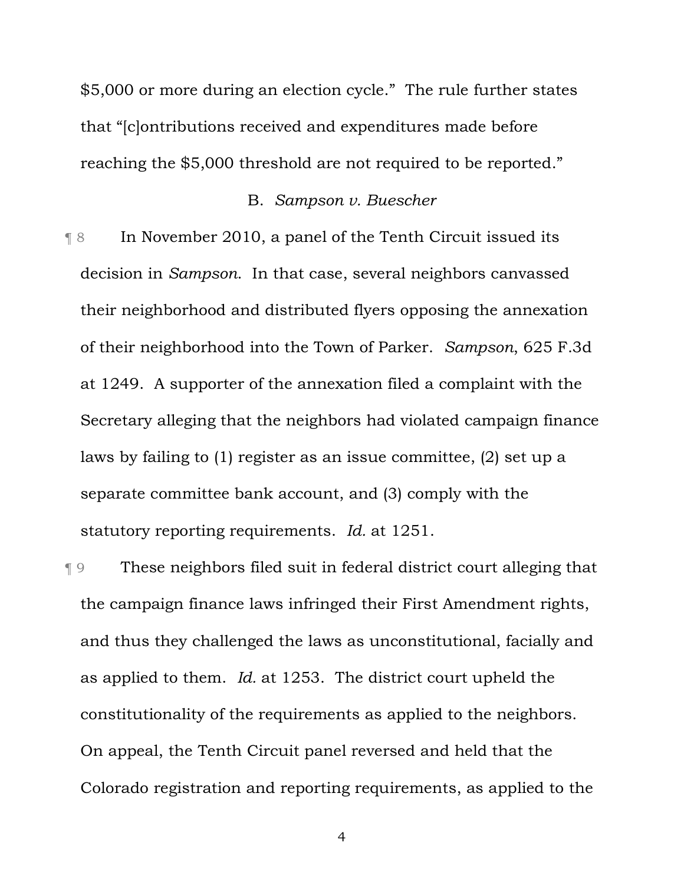$5,000 or more during an election cycle." The rule further states that "[c]ontributions received and expenditures made before reaching the $5,000 threshold are not required to be reported."

### B. *Sampson v. Buescher*

¶ 8 In November 2010, a panel of the Tenth Circuit issued its decision in *Sampson*. In that case, several neighbors canvassed their neighborhood and distributed flyers opposing the annexation of their neighborhood into the Town of Parker. *Sampson*, 625 F.3d at 1249. A supporter of the annexation filed a complaint with the Secretary alleging that the neighbors had violated campaign finance laws by failing to (1) register as an issue committee, (2) set up a separate committee bank account, and (3) comply with the statutory reporting requirements. *Id.* at 1251.

¶ 9 These neighbors filed suit in federal district court alleging that the campaign finance laws infringed their First Amendment rights, and thus they challenged the laws as unconstitutional, facially and as applied to them. *Id.* at 1253. The district court upheld the constitutionality of the requirements as applied to the neighbors. On appeal, the Tenth Circuit panel reversed and held that the Colorado registration and reporting requirements, as applied to the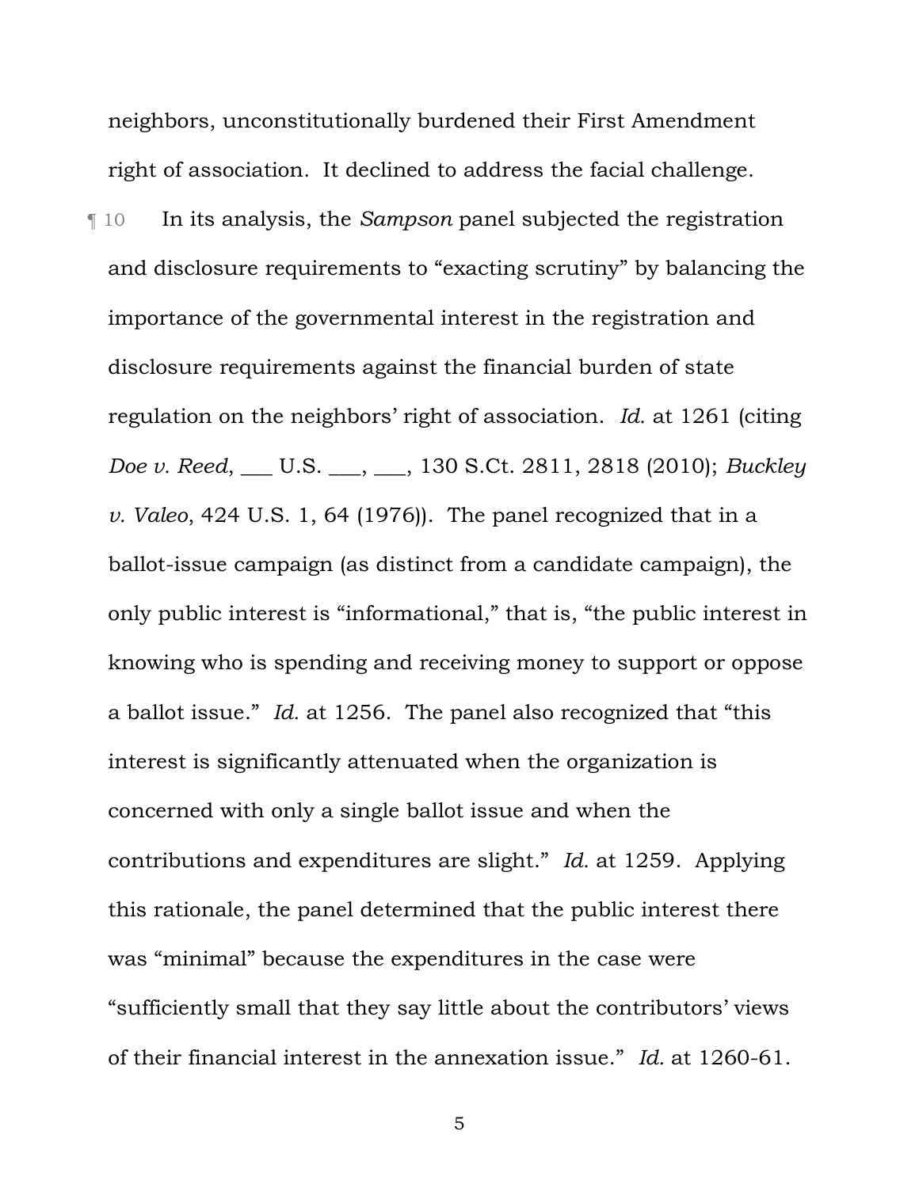neighbors, unconstitutionally burdened their First Amendment right of association. It declined to address the facial challenge.

¶ 10 In its analysis, the *Sampson* panel subjected the registration and disclosure requirements to "exacting scrutiny" by balancing the importance of the governmental interest in the registration and disclosure requirements against the financial burden of state regulation on the neighbors' right of association. *Id.* at 1261 (citing *Doe v. Reed*, ___ U.S. ___, ___, 130 S.Ct. 2811, 2818 (2010); *Buckley v. Valeo*, 424 U.S. 1, 64 (1976)). The panel recognized that in a ballot-issue campaign (as distinct from a candidate campaign), the only public interest is "informational," that is, "the public interest in knowing who is spending and receiving money to support or oppose a ballot issue." *Id.* at 1256. The panel also recognized that "this interest is significantly attenuated when the organization is concerned with only a single ballot issue and when the contributions and expenditures are slight." *Id.* at 1259. Applying this rationale, the panel determined that the public interest there was "minimal" because the expenditures in the case were "sufficiently small that they say little about the contributors' views of their financial interest in the annexation issue." *Id.* at 1260-61.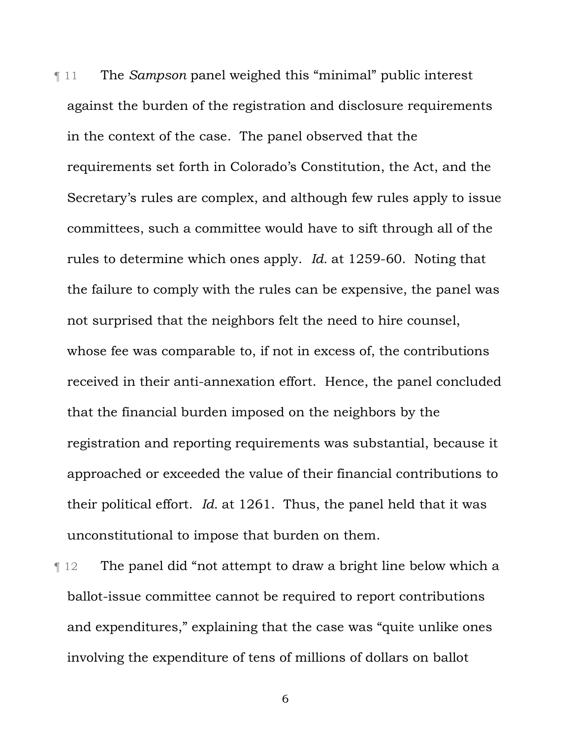¶ 11 The *Sampson* panel weighed this "minimal" public interest against the burden of the registration and disclosure requirements in the context of the case. The panel observed that the requirements set forth in Colorado's Constitution, the Act, and the Secretary's rules are complex, and although few rules apply to issue committees, such a committee would have to sift through all of the rules to determine which ones apply. *Id.* at 1259-60. Noting that the failure to comply with the rules can be expensive, the panel was not surprised that the neighbors felt the need to hire counsel, whose fee was comparable to, if not in excess of, the contributions received in their anti-annexation effort. Hence, the panel concluded that the financial burden imposed on the neighbors by the registration and reporting requirements was substantial, because it approached or exceeded the value of their financial contributions to their political effort. *Id.* at 1261. Thus, the panel held that it was unconstitutional to impose that burden on them.

¶ 12 The panel did "not attempt to draw a bright line below which a ballot-issue committee cannot be required to report contributions and expenditures," explaining that the case was "quite unlike ones involving the expenditure of tens of millions of dollars on ballot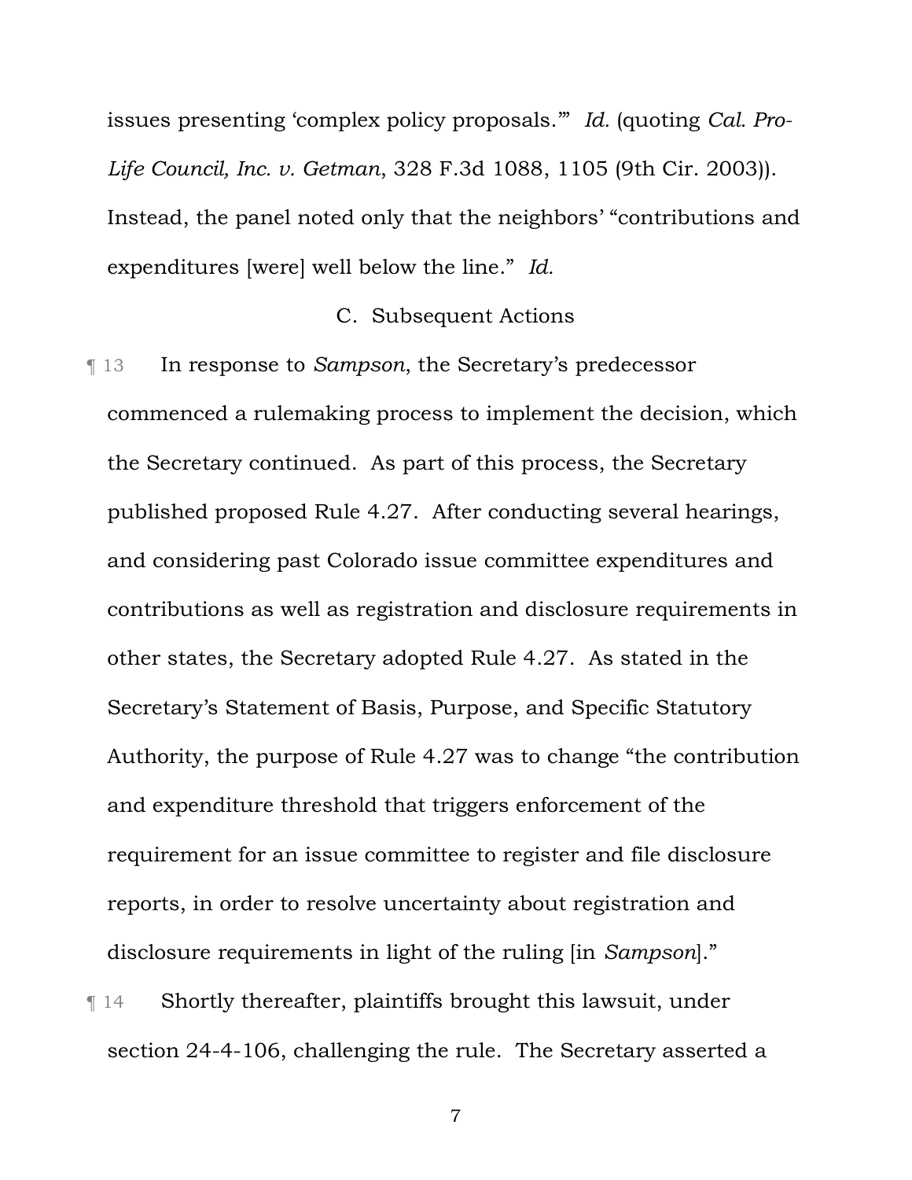issues presenting 'complex policy proposals.'" *Id.* (quoting *Cal. Pro-Life Council, Inc. v. Getman*, 328 F.3d 1088, 1105 (9th Cir. 2003)). Instead, the panel noted only that the neighbors' "contributions and expenditures [were] well below the line." *Id.*

C. Subsequent Actions

¶ 13 In response to *Sampson*, the Secretary's predecessor commenced a rulemaking process to implement the decision, which the Secretary continued. As part of this process, the Secretary published proposed Rule 4.27. After conducting several hearings, and considering past Colorado issue committee expenditures and contributions as well as registration and disclosure requirements in other states, the Secretary adopted Rule 4.27. As stated in the Secretary's Statement of Basis, Purpose, and Specific Statutory Authority, the purpose of Rule 4.27 was to change "the contribution and expenditure threshold that triggers enforcement of the requirement for an issue committee to register and file disclosure reports, in order to resolve uncertainty about registration and disclosure requirements in light of the ruling [in *Sampson*]."

¶ 14 Shortly thereafter, plaintiffs brought this lawsuit, under section 24-4-106, challenging the rule. The Secretary asserted a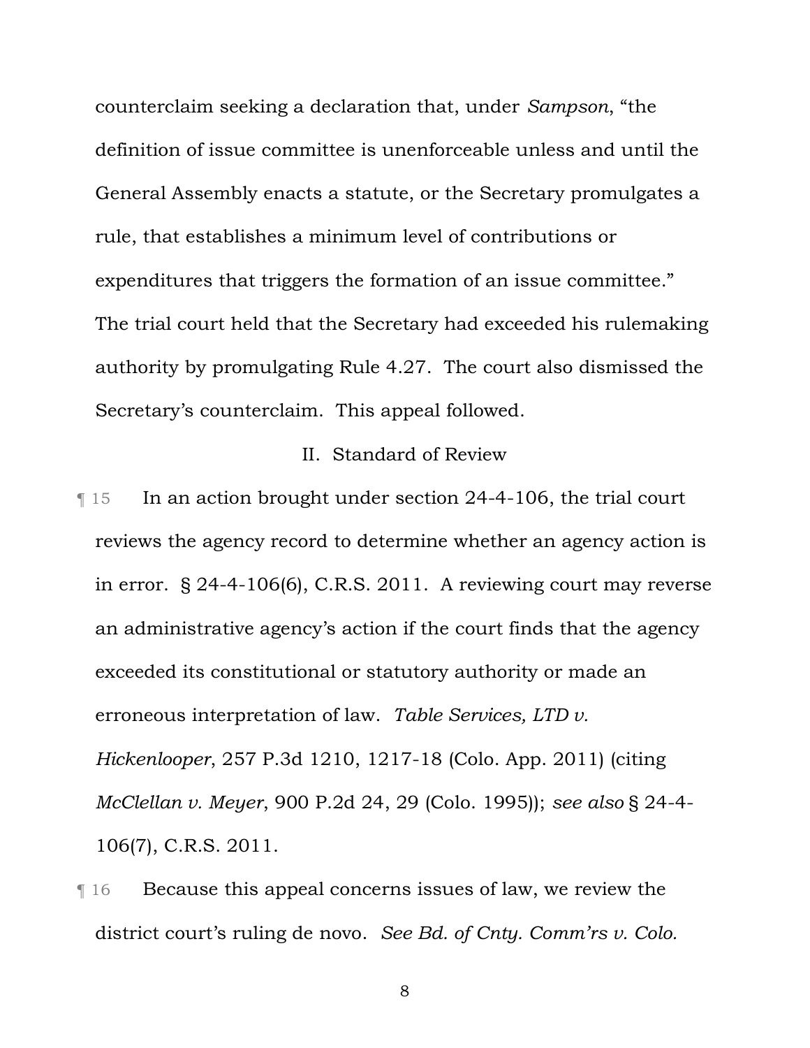counterclaim seeking a declaration that, under *Sampson*, "the definition of issue committee is unenforceable unless and until the General Assembly enacts a statute, or the Secretary promulgates a rule, that establishes a minimum level of contributions or expenditures that triggers the formation of an issue committee." The trial court held that the Secretary had exceeded his rulemaking authority by promulgating Rule 4.27. The court also dismissed the Secretary's counterclaim. This appeal followed.

## II. Standard of Review

¶ 15 In an action brought under section 24-4-106, the trial court reviews the agency record to determine whether an agency action is in error. § 24-4-106(6), C.R.S. 2011. A reviewing court may reverse an administrative agency's action if the court finds that the agency exceeded its constitutional or statutory authority or made an erroneous interpretation of law. *Table Services, LTD v. Hickenlooper*, 257 P.3d 1210, 1217-18 (Colo. App. 2011) (citing *McClellan v. Meyer*, 900 P.2d 24, 29 (Colo. 1995)); *see also* § 24-4-106(7), C.R.S. 2011.

¶ 16 Because this appeal concerns issues of law, we review the district court's ruling de novo. *See Bd. of Cnty. Comm'rs v. Colo.*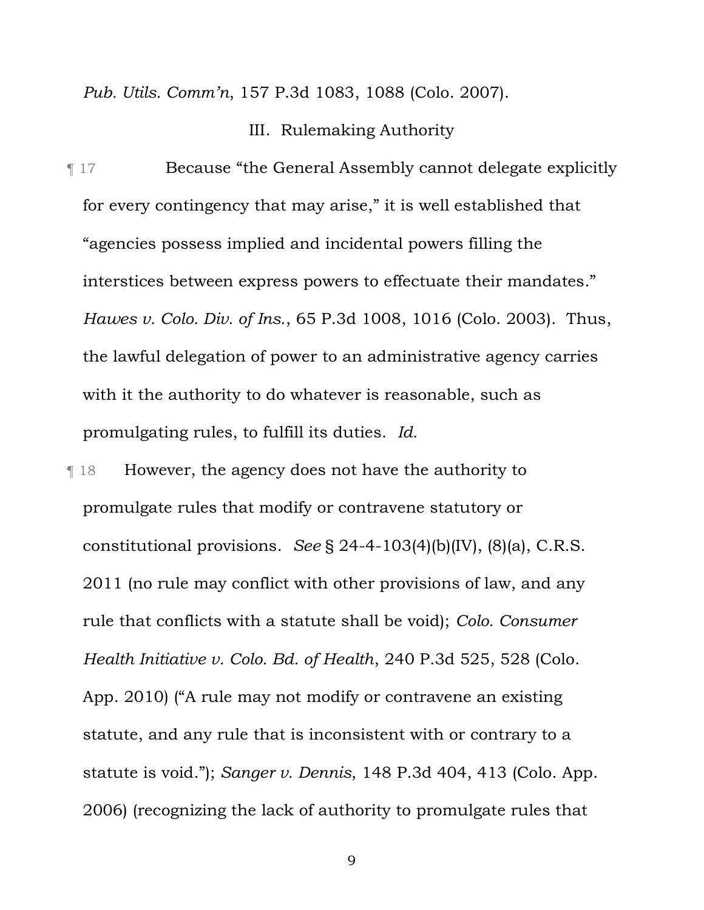*Pub. Utils. Comm'n*, 157 P.3d 1083, 1088 (Colo. 2007).

## III. Rulemaking Authority

¶ 17 Because "the General Assembly cannot delegate explicitly for every contingency that may arise," it is well established that "agencies possess implied and incidental powers filling the interstices between express powers to effectuate their mandates." *Hawes v. Colo. Div. of Ins.*, 65 P.3d 1008, 1016 (Colo. 2003). Thus, the lawful delegation of power to an administrative agency carries with it the authority to do whatever is reasonable, such as promulgating rules, to fulfill its duties. *Id.*

¶ 18 However, the agency does not have the authority to promulgate rules that modify or contravene statutory or constitutional provisions. *See* § 24-4-103(4)(b)(IV), (8)(a), C.R.S. 2011 (no rule may conflict with other provisions of law, and any rule that conflicts with a statute shall be void); *Colo. Consumer Health Initiative v. Colo. Bd. of Health*, 240 P.3d 525, 528 (Colo. App. 2010) ("A rule may not modify or contravene an existing statute, and any rule that is inconsistent with or contrary to a statute is void."); *Sanger v. Dennis*, 148 P.3d 404, 413 (Colo. App. 2006) (recognizing the lack of authority to promulgate rules that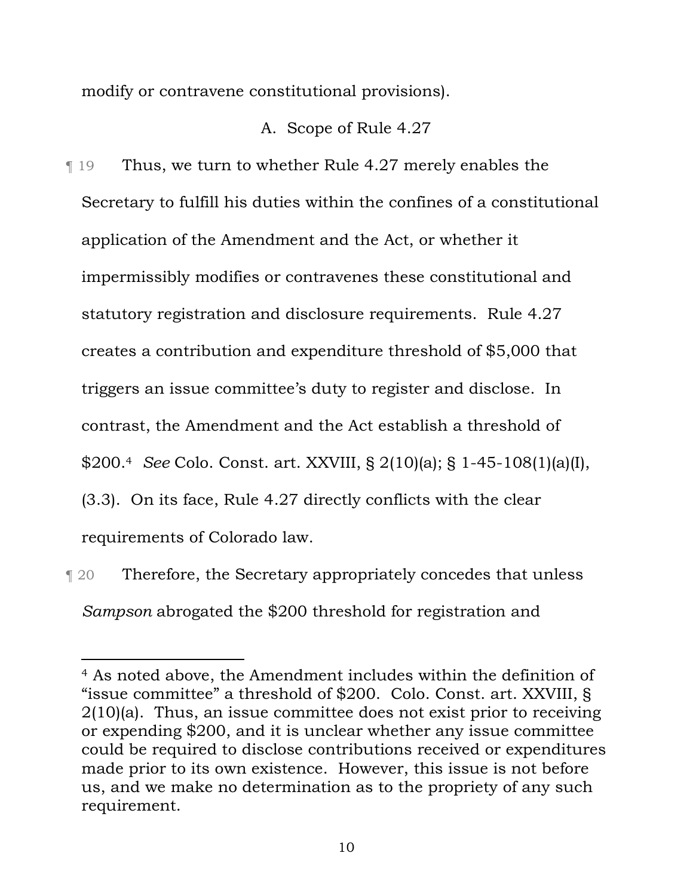modify or contravene constitutional provisions).

### A. Scope of Rule 4.27

¶ 19 Thus, we turn to whether Rule 4.27 merely enables the Secretary to fulfill his duties within the confines of a constitutional application of the Amendment and the Act, or whether it impermissibly modifies or contravenes these constitutional and statutory registration and disclosure requirements. Rule 4.27 creates a contribution and expenditure threshold of $5,000 that triggers an issue committee's duty to register and disclose. In contrast, the Amendment and the Act establish a threshold of $200.[4] *See* Colo. Const. art. XXVIII, § 2(10)(a); § 1-45-108(1)(a)(I), (3.3). On its face, Rule 4.27 directly conflicts with the clear requirements of Colorado law.

¶ 20 Therefore, the Secretary appropriately concedes that unless *Sampson* abrogated the $200 threshold for registration and

---

[4] As noted above, the Amendment includes within the definition of "issue committee" a threshold of $200. Colo. Const. art. XXVIII, § 2(10)(a). Thus, an issue committee does not exist prior to receiving or expending $200, and it is unclear whether any issue committee could be required to disclose contributions received or expenditures made prior to its own existence. However, this issue is not before us, and we make no determination as to the propriety of any such requirement.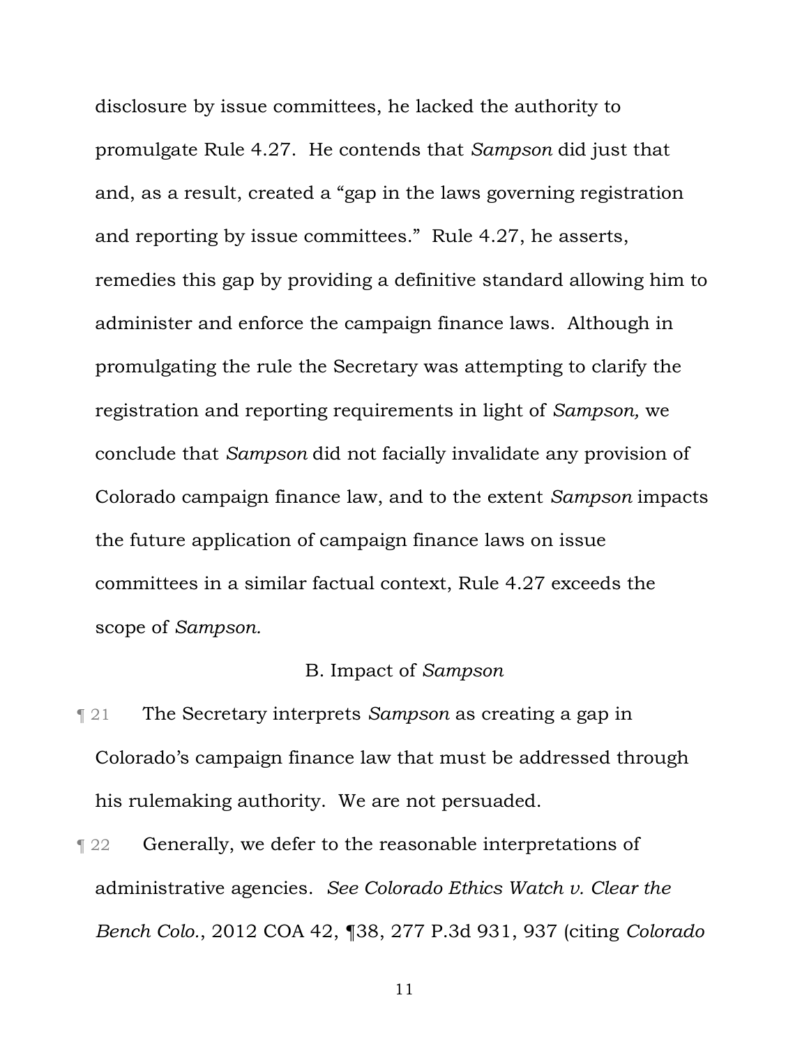disclosure by issue committees, he lacked the authority to promulgate Rule 4.27. He contends that *Sampson* did just that and, as a result, created a "gap in the laws governing registration and reporting by issue committees." Rule 4.27, he asserts, remedies this gap by providing a definitive standard allowing him to administer and enforce the campaign finance laws. Although in promulgating the rule the Secretary was attempting to clarify the registration and reporting requirements in light of *Sampson,* we conclude that *Sampson* did not facially invalidate any provision of Colorado campaign finance law, and to the extent *Sampson* impacts the future application of campaign finance laws on issue committees in a similar factual context, Rule 4.27 exceeds the scope of *Sampson.*

### B. Impact of *Sampson*

¶ 21 The Secretary interprets *Sampson* as creating a gap in Colorado's campaign finance law that must be addressed through his rulemaking authority. We are not persuaded.

¶ 22 Generally, we defer to the reasonable interpretations of administrative agencies. *See Colorado Ethics Watch v. Clear the Bench Colo.*, 2012 COA 42, ¶38, 277 P.3d 931, 937 (citing *Colorado*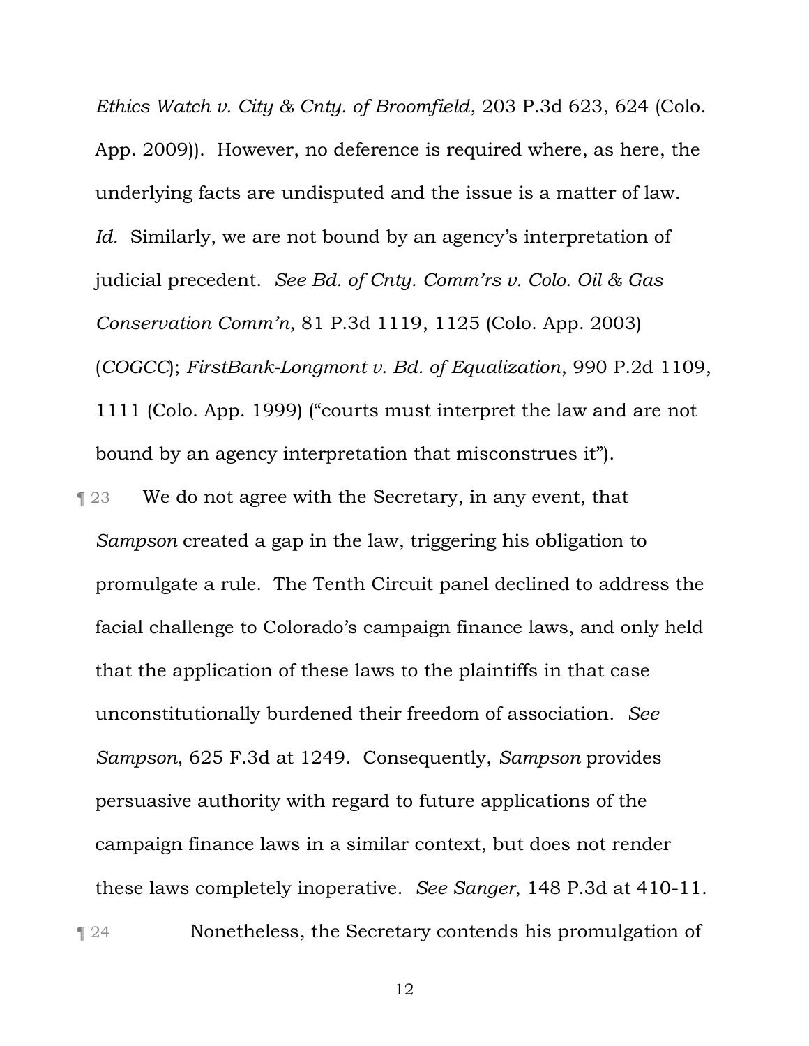*Ethics Watch v. City & Cnty. of Broomfield*, 203 P.3d 623, 624 (Colo. App. 2009)). However, no deference is required where, as here, the underlying facts are undisputed and the issue is a matter of law. *Id.* Similarly, we are not bound by an agency's interpretation of judicial precedent. *See Bd. of Cnty. Comm'rs v. Colo. Oil & Gas Conservation Comm'n*, 81 P.3d 1119, 1125 (Colo. App. 2003) (*COGCC*); *FirstBank-Longmont v. Bd. of Equalization*, 990 P.2d 1109, 1111 (Colo. App. 1999) ("courts must interpret the law and are not bound by an agency interpretation that misconstrues it").

¶ 23 We do not agree with the Secretary, in any event, that *Sampson* created a gap in the law, triggering his obligation to promulgate a rule. The Tenth Circuit panel declined to address the facial challenge to Colorado's campaign finance laws, and only held that the application of these laws to the plaintiffs in that case unconstitutionally burdened their freedom of association. *See Sampson*, 625 F.3d at 1249. Consequently, *Sampson* provides persuasive authority with regard to future applications of the campaign finance laws in a similar context, but does not render these laws completely inoperative. *See Sanger*, 148 P.3d at 410-11.

¶ 24 Nonetheless, the Secretary contends his promulgation of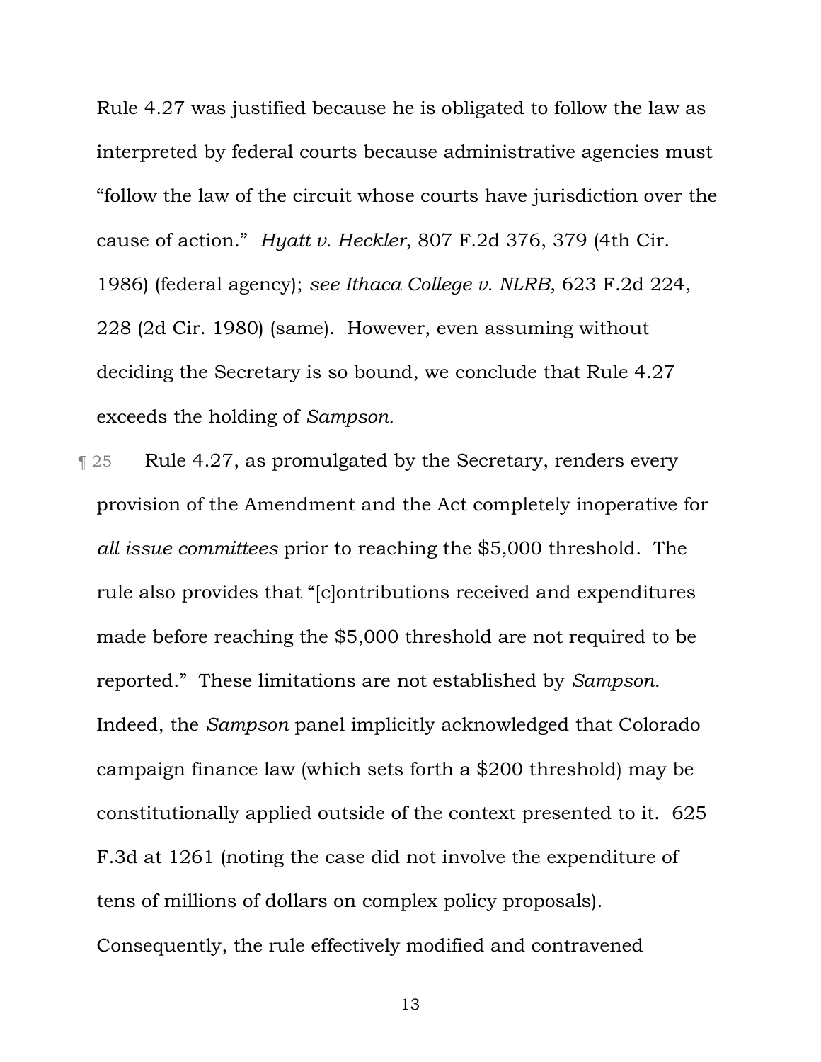Rule 4.27 was justified because he is obligated to follow the law as interpreted by federal courts because administrative agencies must "follow the law of the circuit whose courts have jurisdiction over the cause of action." *Hyatt v. Heckler*, 807 F.2d 376, 379 (4th Cir. 1986) (federal agency); *see Ithaca College v. NLRB*, 623 F.2d 224, 228 (2d Cir. 1980) (same). However, even assuming without deciding the Secretary is so bound, we conclude that Rule 4.27 exceeds the holding of *Sampson.*

¶ 25 Rule 4.27, as promulgated by the Secretary, renders every provision of the Amendment and the Act completely inoperative for *all issue committees* prior to reaching the $5,000 threshold. The rule also provides that "[c]ontributions received and expenditures made before reaching the $5,000 threshold are not required to be reported." These limitations are not established by *Sampson*. Indeed, the *Sampson* panel implicitly acknowledged that Colorado campaign finance law (which sets forth a $200 threshold) may be constitutionally applied outside of the context presented to it. 625 F.3d at 1261 (noting the case did not involve the expenditure of tens of millions of dollars on complex policy proposals). Consequently, the rule effectively modified and contravened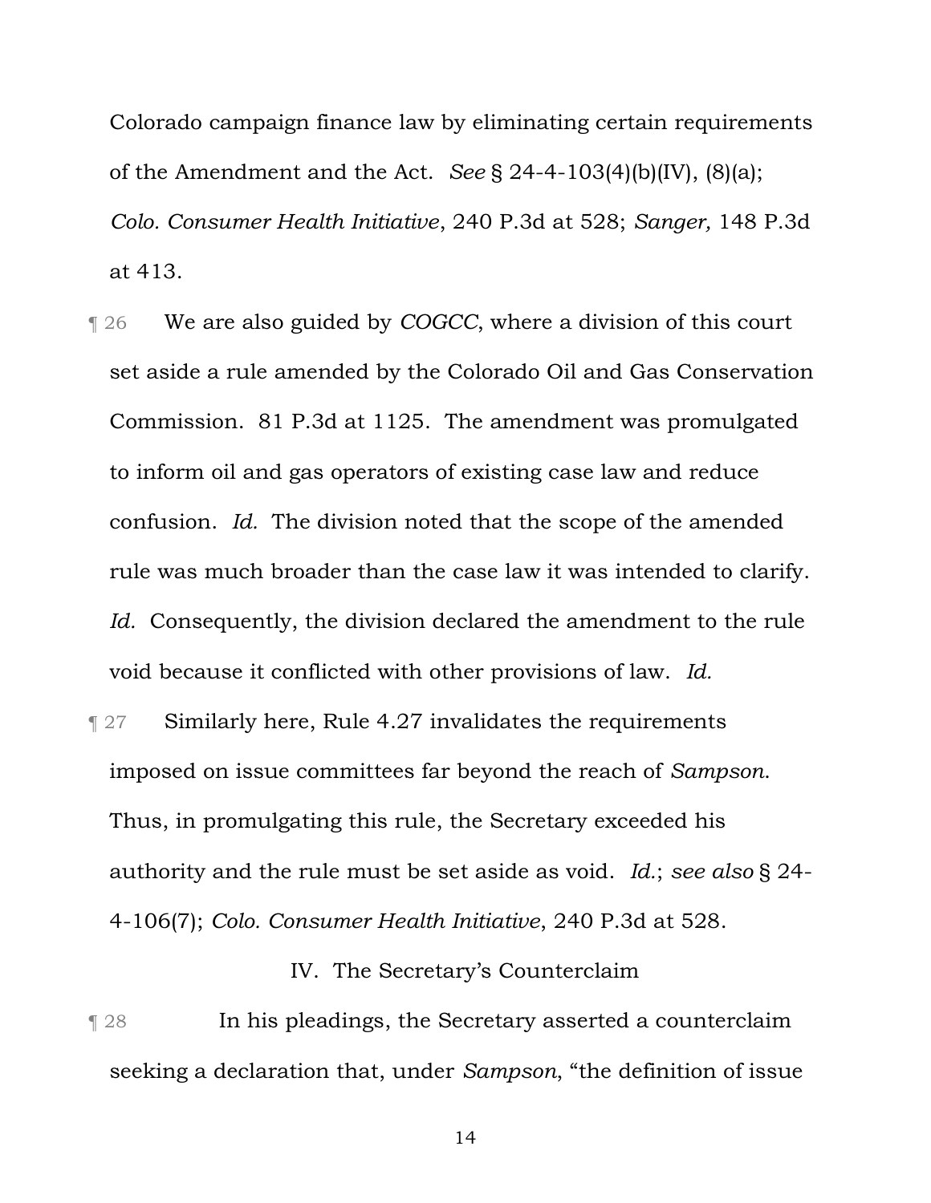Colorado campaign finance law by eliminating certain requirements of the Amendment and the Act. *See* § 24-4-103(4)(b)(IV), (8)(a); *Colo. Consumer Health Initiative*, 240 P.3d at 528; *Sanger,* 148 P.3d at 413.

¶ 26 We are also guided by *COGCC*, where a division of this court set aside a rule amended by the Colorado Oil and Gas Conservation Commission. 81 P.3d at 1125. The amendment was promulgated to inform oil and gas operators of existing case law and reduce confusion. *Id.* The division noted that the scope of the amended rule was much broader than the case law it was intended to clarify. *Id.* Consequently, the division declared the amendment to the rule void because it conflicted with other provisions of law. *Id.*

¶ 27 Similarly here, Rule 4.27 invalidates the requirements imposed on issue committees far beyond the reach of *Sampson*. Thus, in promulgating this rule, the Secretary exceeded his authority and the rule must be set aside as void. *Id.*; *see also* § 24-4-106(7); *Colo. Consumer Health Initiative*, 240 P.3d at 528.

## IV. The Secretary's Counterclaim

¶ 28 In his pleadings, the Secretary asserted a counterclaim seeking a declaration that, under *Sampson*, "the definition of issue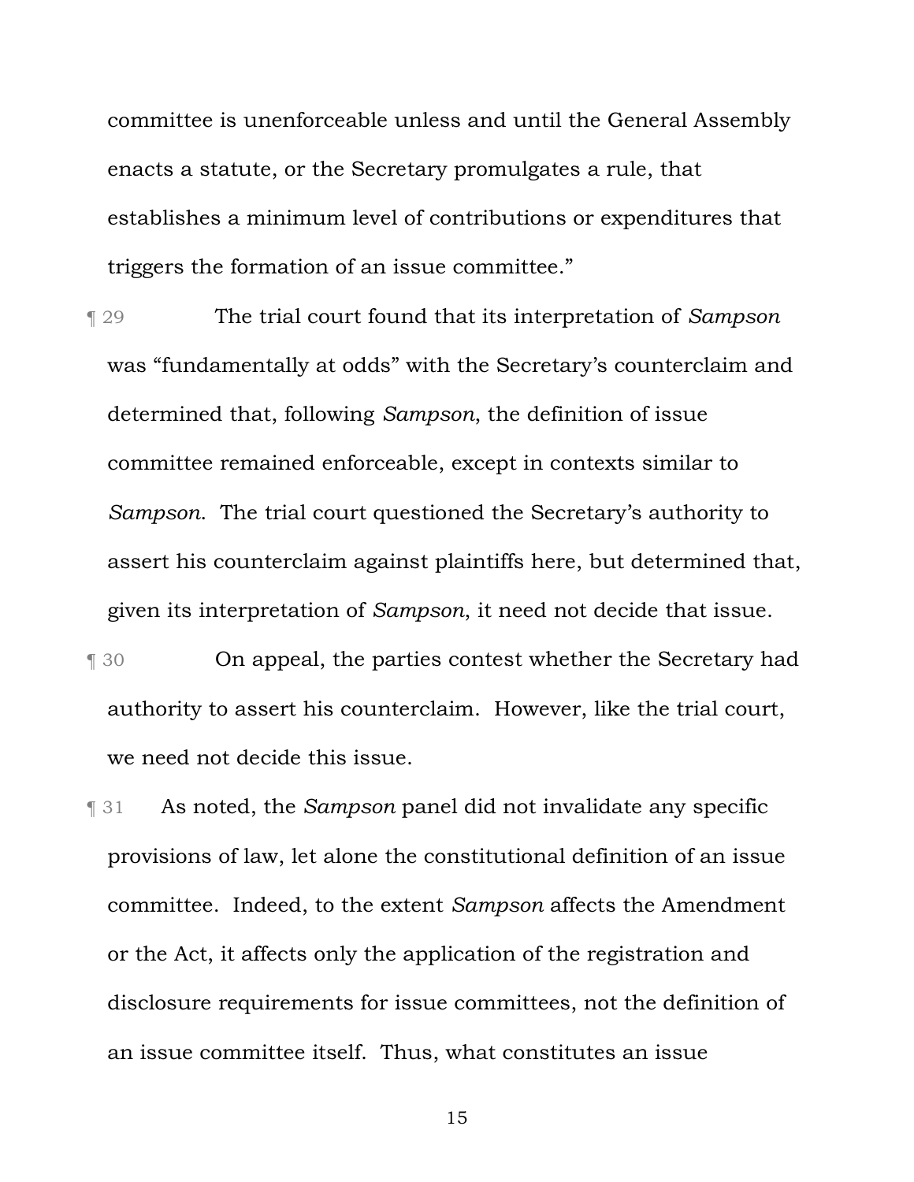committee is unenforceable unless and until the General Assembly enacts a statute, or the Secretary promulgates a rule, that establishes a minimum level of contributions or expenditures that triggers the formation of an issue committee."

¶ 29 The trial court found that its interpretation of *Sampson* was "fundamentally at odds" with the Secretary's counterclaim and determined that, following *Sampson*, the definition of issue committee remained enforceable, except in contexts similar to *Sampson*. The trial court questioned the Secretary's authority to assert his counterclaim against plaintiffs here, but determined that, given its interpretation of *Sampson*, it need not decide that issue.

¶ 30 On appeal, the parties contest whether the Secretary had authority to assert his counterclaim. However, like the trial court, we need not decide this issue.

¶ 31 As noted, the *Sampson* panel did not invalidate any specific provisions of law, let alone the constitutional definition of an issue committee. Indeed, to the extent *Sampson* affects the Amendment or the Act, it affects only the application of the registration and disclosure requirements for issue committees, not the definition of an issue committee itself. Thus, what constitutes an issue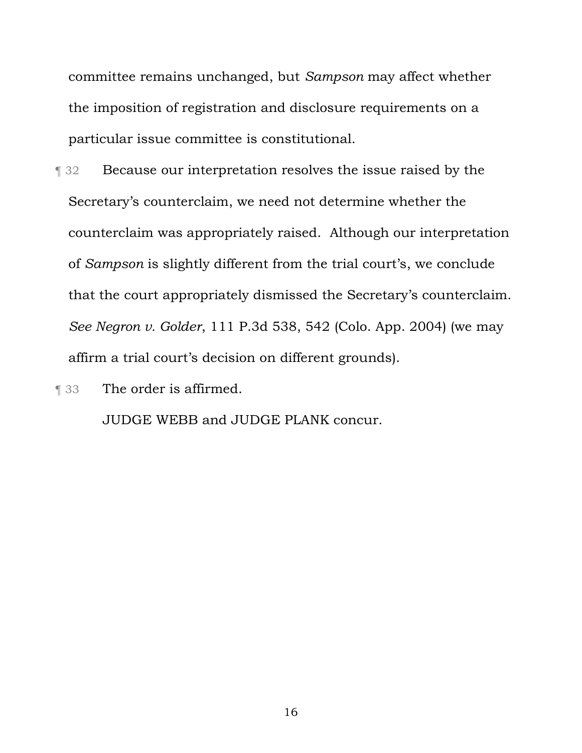committee remains unchanged, but *Sampson* may affect whether the imposition of registration and disclosure requirements on a particular issue committee is constitutional.

¶ 32 Because our interpretation resolves the issue raised by the Secretary's counterclaim, we need not determine whether the counterclaim was appropriately raised. Although our interpretation of *Sampson* is slightly different from the trial court's, we conclude that the court appropriately dismissed the Secretary's counterclaim. *See Negron v. Golder*, 111 P.3d 538, 542 (Colo. App. 2004) (we may affirm a trial court's decision on different grounds).

¶ 33 The order is affirmed.

JUDGE WEBB and JUDGE PLANK concur.